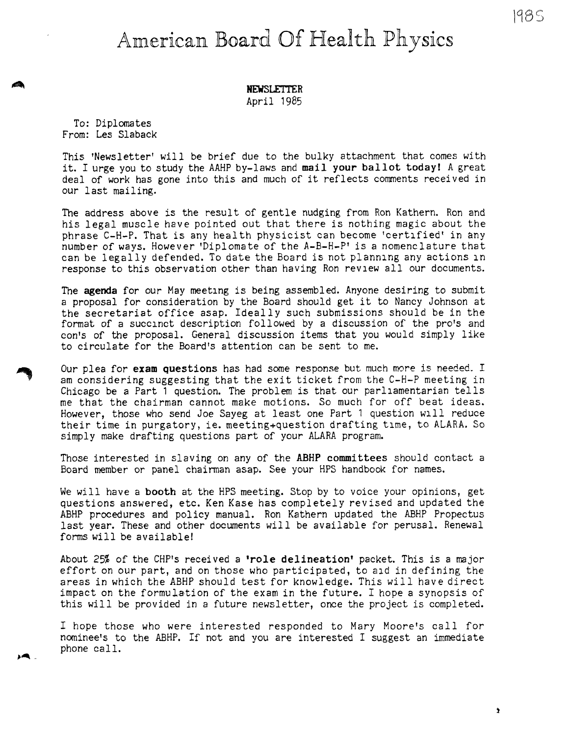1985

# American Board Of Health Physics

**NEWSLETTER**
April 1985

To: Diplomates
From: Les Slaback

This 'Newsletter' will be brief due to the bulky attachment that comes with it. I urge you to study the AAHP by-laws and **mail your ballot today!** A great deal of work has gone into this and much of it reflects comments received in our last mailing.

The address above is the result of gentle nudging from Ron Kathern. Ron and his legal muscle have pointed out that there is nothing magic about the phrase C-H-P. That is any health physicist can become 'certified' in any number of ways. However 'Diplomate of the A-B-H-P' is a nomenclature that can be legally defended. To date the Board is not planning any actions in response to this observation other than having Ron review all our documents.

The **agenda** for our May meeting is being assembled. Anyone desiring to submit a proposal for consideration by the Board should get it to Nancy Johnson at the secretariat office asap. Ideally such submissions should be in the format of a succinct description followed by a discussion of the pro's and con's of the proposal. General discussion items that you would simply like to circulate for the Board's attention can be sent to me.

Our plea for **exam questions** has had some response but much more is needed. I am considering suggesting that the exit ticket from the C-H-P meeting in Chicago be a Part 1 question. The problem is that our parliamentarian tells me that the chairman cannot make motions. So much for off beat ideas. However, those who send Joe Sayeg at least one Part 1 question will reduce their time in purgatory, ie. meeting+question drafting time, to ALARA. So simply make drafting questions part of your ALARA program.

Those interested in slaving on any of the **ABHP committees** should contact a Board member or panel chairman asap. See your HPS handbook for names.

We will have a **booth** at the HPS meeting. Stop by to voice your opinions, get questions answered, etc. Ken Kase has completely revised and updated the ABHP procedures and policy manual. Ron Kathern updated the ABHP Propectus last year. These and other documents will be available for perusal. Renewal forms will be available!

About 25% of the CHP's received a **'role delineation'** packet. This is a major effort on our part, and on those who participated, to aid in defining the areas in which the ABHP should test for knowledge. This will have direct impact on the formulation of the exam in the future. I hope a synopsis of this will be provided in a future newsletter, once the project is completed.

I hope those who were interested responded to Mary Moore's call for nominee's to the ABHP. If not and you are interested I suggest an immediate phone call.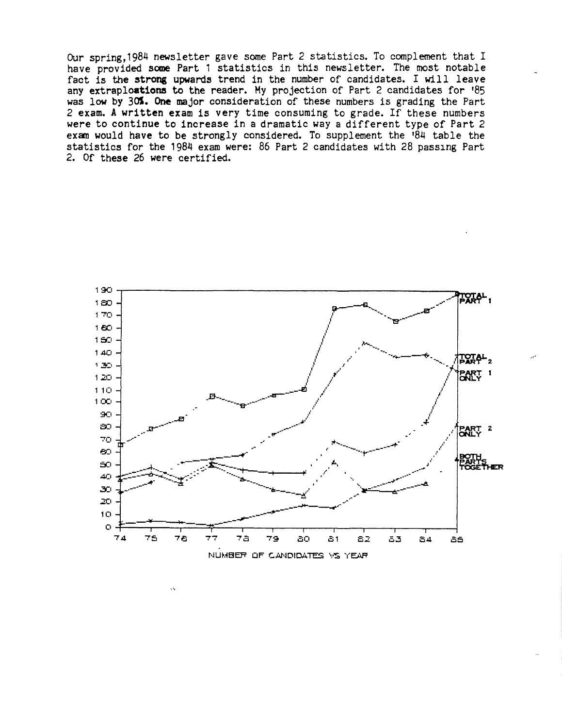Our spring,1984 newsletter gave some Part 2 statistics. To complement that I have provided some Part 1 statistics in this newsletter. The most notable fact is the strong upwards trend in the number of candidates. I will leave any extraploations to the reader. My projection of Part 2 candidates for '85 was low by 30%. One major consideration of these numbers is grading the Part 2 exam. A written exam is very time consuming to grade. If these numbers were to continue to increase in a dramatic way a different type of Part 2 exam would have to be strongly considered. To supplement the '84 table the statistics for the 1984 exam were: 86 Part 2 candidates with 28 passing Part 2. Of these 26 were certified.

190
180
170
160
150
140
130
120
110
100
90
80
70
60
50
40
30
20
10
0

74 75 76 77 78 79 80 81 82 83 84 85

TOTAL PART 1

TOTAL PART 2

PART 1 ONLY

PART 2 ONLY

BOTH PARTS TOGETHER

NUMBER OF CANDIDATES VS YEAR